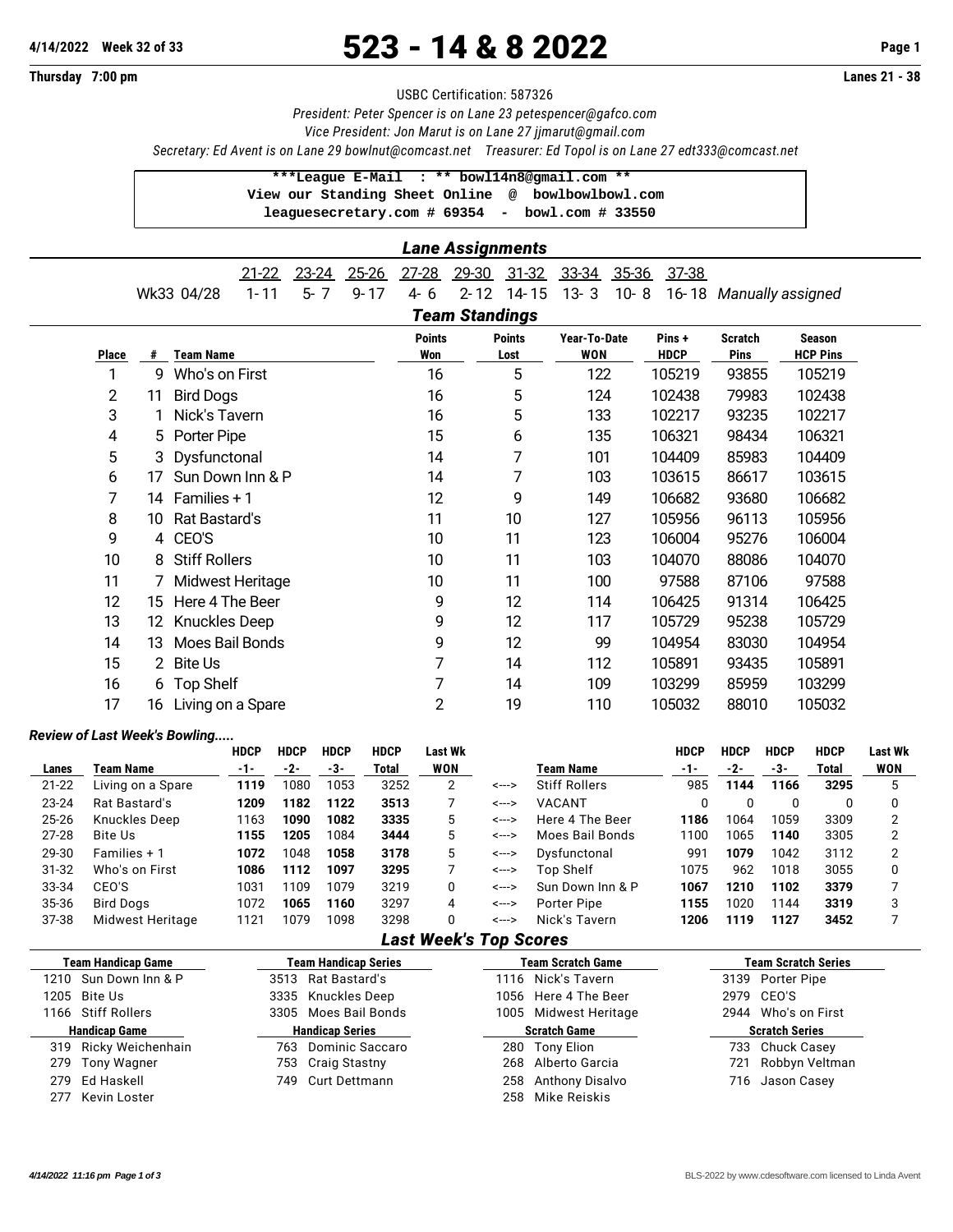# 523 - 14 & 8 2022

**4/14/2022 Week 32 of 33**
**Thursday 7:00 pm** — **Lanes 21 - 38**

USBC Certification: 587326

*President: Peter Spencer is on Lane 23 petespencer@gafco.com*
*Vice President: Jon Marut is on Lane 27 jjmarut@gmail.com*
*Secretary: Ed Avent is on Lane 29 bowlnut@comcast.net Treasurer: Ed Topol is on Lane 27 edt333@comcast.net*

```
***League E-Mail : ** bowl14n8@gmail.com **
View our Standing Sheet Online @ bowlbowlbowl.com
leaguesecretary.com # 69354 - bowl.com # 33550
```

## Lane Assignments

| | 21-22 | 23-24 | 25-26 | 27-28 | 29-30 | 31-32 | 33-34 | 35-36 | 37-38 | |
|---|---|---|---|---|---|---|---|---|---|---|
| Wk33 04/28 | 1- 11 | 5- 7 | 9- 17 | 4- 6 | 2- 12 | 14- 15 | 13- 3 | 10- 8 | 16- 18 | *Manually assigned* |

## Team Standings

| Place | # | Team Name | Points Won | Points Lost | Year-To-Date WON | Pins + HDCP | Scratch Pins | Season HCP Pins |
|---|---|---|---|---|---|---|---|---|
| 1 | 9 | Who's on First | 16 | 5 | 122 | 105219 | 93855 | 105219 |
| 2 | 11 | Bird Dogs | 16 | 5 | 124 | 102438 | 79983 | 102438 |
| 3 | 1 | Nick's Tavern | 16 | 5 | 133 | 102217 | 93235 | 102217 |
| 4 | 5 | Porter Pipe | 15 | 6 | 135 | 106321 | 98434 | 106321 |
| 5 | 3 | Dysfunctonal | 14 | 7 | 101 | 104409 | 85983 | 104409 |
| 6 | 17 | Sun Down Inn & P | 14 | 7 | 103 | 103615 | 86617 | 103615 |
| 7 | 14 | Families + 1 | 12 | 9 | 149 | 106682 | 93680 | 106682 |
| 8 | 10 | Rat Bastard's | 11 | 10 | 127 | 105956 | 96113 | 105956 |
| 9 | 4 | CEO'S | 10 | 11 | 123 | 106004 | 95276 | 106004 |
| 10 | 8 | Stiff Rollers | 10 | 11 | 103 | 104070 | 88086 | 104070 |
| 11 | 7 | Midwest Heritage | 10 | 11 | 100 | 97588 | 87106 | 97588 |
| 12 | 15 | Here 4 The Beer | 9 | 12 | 114 | 106425 | 91314 | 106425 |
| 13 | 12 | Knuckles Deep | 9 | 12 | 117 | 105729 | 95238 | 105729 |
| 14 | 13 | Moes Bail Bonds | 9 | 12 | 99 | 104954 | 83030 | 104954 |
| 15 | 2 | Bite Us | 7 | 14 | 112 | 105891 | 93435 | 105891 |
| 16 | 6 | Top Shelf | 7 | 14 | 109 | 103299 | 85959 | 103299 |
| 17 | 16 | Living on a Spare | 2 | 19 | 110 | 105032 | 88010 | 105032 |

### *Review of Last Week's Bowling.....*

| Lanes | Team Name | HDCP -1- | HDCP -2- | HDCP -3- | HDCP Total | Last Wk WON | | Team Name | HDCP -1- | HDCP -2- | HDCP -3- | HDCP Total | Last Wk WON |
|---|---|---|---|---|---|---|---|---|---|---|---|---|---|
| 21-22 | Living on a Spare | **1119** | 1080 | 1053 | 3252 | 2 | <---> | Stiff Rollers | 985 | **1144** | **1166** | **3295** | 5 |
| 23-24 | Rat Bastard's | **1209** | **1182** | **1122** | **3513** | 7 | <---> | VACANT | 0 | 0 | 0 | 0 | 0 |
| 25-26 | Knuckles Deep | 1163 | **1090** | **1082** | **3335** | 5 | <---> | Here 4 The Beer | **1186** | 1064 | 1059 | 3309 | 2 |
| 27-28 | Bite Us | **1155** | **1205** | 1084 | **3444** | 5 | <---> | Moes Bail Bonds | 1100 | 1065 | **1140** | 3305 | 2 |
| 29-30 | Families + 1 | **1072** | 1048 | **1058** | **3178** | 5 | <---> | Dysfunctonal | 991 | **1079** | 1042 | 3112 | 2 |
| 31-32 | Who's on First | **1086** | **1112** | **1097** | **3295** | 7 | <---> | Top Shelf | 1075 | 962 | 1018 | 3055 | 0 |
| 33-34 | CEO'S | 1031 | 1109 | 1079 | 3219 | 0 | <---> | Sun Down Inn & P | **1067** | **1210** | **1102** | **3379** | 7 |
| 35-36 | Bird Dogs | 1072 | **1065** | **1160** | 3297 | 4 | <---> | Porter Pipe | **1155** | 1020 | 1144 | **3319** | 3 |
| 37-38 | Midwest Heritage | 1121 | 1079 | 1098 | 3298 | 0 | <---> | Nick's Tavern | **1206** | **1119** | **1127** | **3452** | 7 |

## Last Week's Top Scores

| Team Handicap Game | Team Handicap Series | Team Scratch Game | Team Scratch Series |
|---|---|---|---|
| 1210 Sun Down Inn & P | 3513 Rat Bastard's | 1116 Nick's Tavern | 3139 Porter Pipe |
| 1205 Bite Us | 3335 Knuckles Deep | 1056 Here 4 The Beer | 2979 CEO'S |
| 1166 Stiff Rollers | 3305 Moes Bail Bonds | 1005 Midwest Heritage | 2944 Who's on First |

| Handicap Game | Handicap Series | Scratch Game | Scratch Series |
|---|---|---|---|
| 319 Ricky Weichenhain | 763 Dominic Saccaro | 280 Tony Elion | 733 Chuck Casey |
| 279 Tony Wagner | 753 Craig Stastny | 268 Alberto Garcia | 721 Robbyn Veltman |
| 279 Ed Haskell | 749 Curt Dettmann | 258 Anthony Disalvo | 716 Jason Casey |
| 277 Kevin Loster | | 258 Mike Reiskis | |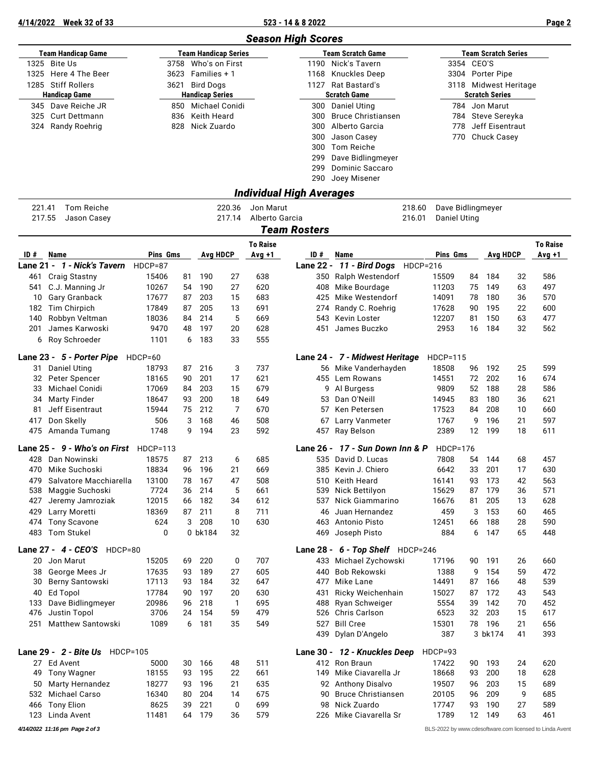## Season High Scores

| Team Handicap Game | Team Handicap Series | Team Scratch Game | Team Scratch Series |
|---|---|---|---|
| 1325 Bite Us | 3758 Who's on First | 1190 Nick's Tavern | 3354 CEO'S |
| 1325 Here 4 The Beer | 3623 Families + 1 | 1168 Knuckles Deep | 3304 Porter Pipe |
| 1285 Stiff Rollers | 3621 Bird Dogs | 1127 Rat Bastard's | 3118 Midwest Heritage |

| Handicap Game | Handicap Series | Scratch Game | Scratch Series |
|---|---|---|---|
| 345 Dave Reiche JR | 850 Michael Conidi | 300 Daniel Uting | 784 Jon Marut |
| 325 Curt Dettmann | 836 Keith Heard | 300 Bruce Christiansen | 784 Steve Sereyka |
| 324 Randy Roehrig | 828 Nick Zuardo | 300 Alberto Garcia | 778 Jeff Eisentraut |
| | | 300 Jason Casey | 770 Chuck Casey |
| | | 300 Tom Reiche | |
| | | 299 Dave Bidlingmeyer | |
| | | 299 Dominic Saccaro | |
| | | 290 Joey Misener | |

## Individual High Averages

| | | |
|---|---|---|
| 221.41 Tom Reiche | 220.36 Jon Marut | 218.60 Dave Bidlingmeyer |
| 217.55 Jason Casey | 217.14 Alberto Garcia | 216.01 Daniel Uting |

## Team Rosters

| ID # | Name | Pins | Gms | Avg | HDCP | To Raise Avg +1 |
|---|---|---|---|---|---|---|
| **Lane 21 - *1 - Nick's Tavern*** | HDCP=87 | | | | | |
| 461 | Craig Stastny | 15406 | 81 | 190 | 27 | 638 |
| 541 | C.J. Manning Jr | 10267 | 54 | 190 | 27 | 620 |
| 10 | Gary Granback | 17677 | 87 | 203 | 15 | 683 |
| 182 | Tim Chirpich | 17849 | 87 | 205 | 13 | 691 |
| 140 | Robbyn Veltman | 18036 | 84 | 214 | 5 | 669 |
| 201 | James Karwoski | 9470 | 48 | 197 | 20 | 628 |
| 6 | Roy Schroeder | 1101 | 6 | 183 | 33 | 555 |
| **Lane 22 - *11 - Bird Dogs*** | HDCP=216 | | | | | |
| 350 | Ralph Westendorf | 15509 | 84 | 184 | 32 | 586 |
| 408 | Mike Bourdage | 11203 | 75 | 149 | 63 | 497 |
| 425 | Mike Westendorf | 14091 | 78 | 180 | 36 | 570 |
| 274 | Randy C. Roehrig | 17628 | 90 | 195 | 22 | 600 |
| 543 | Kevin Loster | 12207 | 81 | 150 | 63 | 477 |
| 451 | James Buczko | 2953 | 16 | 184 | 32 | 562 |
| **Lane 23 - *5 - Porter Pipe*** | HDCP=60 | | | | | |
| 31 | Daniel Uting | 18793 | 87 | 216 | 3 | 737 |
| 32 | Peter Spencer | 18165 | 90 | 201 | 17 | 621 |
| 33 | Michael Conidi | 17069 | 84 | 203 | 15 | 679 |
| 34 | Marty Finder | 18647 | 93 | 200 | 18 | 649 |
| 81 | Jeff Eisentraut | 15944 | 75 | 212 | 7 | 670 |
| 417 | Don Skelly | 506 | 3 | 168 | 46 | 508 |
| 475 | Amanda Tumang | 1748 | 9 | 194 | 23 | 592 |
| **Lane 24 - *7 - Midwest Heritage*** | HDCP=115 | | | | | |
| 56 | Mike Vanderhayden | 18508 | 96 | 192 | 25 | 599 |
| 455 | Lem Rowans | 14551 | 72 | 202 | 16 | 674 |
| 9 | Al Burgess | 9809 | 52 | 188 | 28 | 586 |
| 53 | Dan O'Neill | 14945 | 83 | 180 | 36 | 621 |
| 57 | Ken Petersen | 17523 | 84 | 208 | 10 | 660 |
| 67 | Larry Vanmeter | 1767 | 9 | 196 | 21 | 597 |
| 457 | Ray Belson | 2389 | 12 | 199 | 18 | 611 |
| **Lane 25 - *9 - Who's on First*** | HDCP=113 | | | | | |
| 428 | Dan Nowinski | 18575 | 87 | 213 | 6 | 685 |
| 470 | Mike Suchoski | 18834 | 96 | 196 | 21 | 669 |
| 479 | Salvatore Macchiarella | 13100 | 78 | 167 | 47 | 508 |
| 538 | Maggie Suchoski | 7724 | 36 | 214 | 5 | 661 |
| 427 | Jeremy Jamroziak | 12015 | 66 | 182 | 34 | 612 |
| 429 | Larry Moretti | 18369 | 87 | 211 | 8 | 711 |
| 474 | Tony Scavone | 624 | 3 | 208 | 10 | 630 |
| 483 | Tom Stukel | 0 | 0 | bk184 | 32 | |
| **Lane 26 - *17 - Sun Down Inn & P*** | HDCP=176 | | | | | |
| 535 | David D. Lucas | 7808 | 54 | 144 | 68 | 457 |
| 385 | Kevin J. Chiero | 6642 | 33 | 201 | 17 | 630 |
| 510 | Keith Heard | 16141 | 93 | 173 | 42 | 563 |
| 539 | Nick Bettilyon | 15629 | 87 | 179 | 36 | 571 |
| 537 | Nick Giammarino | 16676 | 81 | 205 | 13 | 628 |
| 46 | Juan Hernandez | 459 | 3 | 153 | 60 | 465 |
| 463 | Antonio Pisto | 12451 | 66 | 188 | 28 | 590 |
| 469 | Joseph Pisto | 884 | 6 | 147 | 65 | 448 |
| **Lane 27 - *4 - CEO'S*** | HDCP=80 | | | | | |
| 20 | Jon Marut | 15205 | 69 | 220 | 0 | 707 |
| 38 | George Mees Jr | 17635 | 93 | 189 | 27 | 605 |
| 30 | Berny Santowski | 17113 | 93 | 184 | 32 | 647 |
| 40 | Ed Topol | 17784 | 90 | 197 | 20 | 630 |
| 133 | Dave Bidlingmeyer | 20986 | 96 | 218 | 1 | 695 |
| 476 | Justin Topol | 3706 | 24 | 154 | 59 | 479 |
| 251 | Matthew Santowski | 1089 | 6 | 181 | 35 | 549 |
| **Lane 28 - *6 - Top Shelf*** | HDCP=246 | | | | | |
| 433 | Michael Zychowski | 17196 | 90 | 191 | 26 | 660 |
| 440 | Bob Rekowski | 1388 | 9 | 154 | 59 | 472 |
| 477 | Mike Lane | 14491 | 87 | 166 | 48 | 539 |
| 431 | Ricky Weichenhain | 15027 | 87 | 172 | 43 | 543 |
| 488 | Ryan Schweiger | 5554 | 39 | 142 | 70 | 452 |
| 526 | Chris Carlson | 6523 | 32 | 203 | 15 | 617 |
| 527 | Bill Cree | 15301 | 78 | 196 | 21 | 656 |
| 439 | Dylan D'Angelo | 387 | 3 | bk174 | 41 | 393 |
| **Lane 29 - *2 - Bite Us*** | HDCP=105 | | | | | |
| 27 | Ed Avent | 5000 | 30 | 166 | 48 | 511 |
| 49 | Tony Wagner | 18155 | 93 | 195 | 22 | 661 |
| 50 | Marty Hernandez | 18277 | 93 | 196 | 21 | 635 |
| 532 | Michael Carso | 16340 | 80 | 204 | 14 | 675 |
| 466 | Tony Elion | 8625 | 39 | 221 | 0 | 699 |
| 123 | Linda Avent | 11481 | 64 | 179 | 36 | 579 |
| **Lane 30 - *12 - Knuckles Deep*** | HDCP=93 | | | | | |
| 412 | Ron Braun | 17422 | 90 | 193 | 24 | 620 |
| 149 | Mike Ciavarella Jr | 18668 | 93 | 200 | 18 | 628 |
| 92 | Anthony Disalvo | 19507 | 96 | 203 | 15 | 689 |
| 90 | Bruce Christiansen | 20105 | 96 | 209 | 9 | 685 |
| 98 | Nick Zuardo | 17747 | 93 | 190 | 27 | 589 |
| 226 | Mike Ciavarella Sr | 1789 | 12 | 149 | 63 | 461 |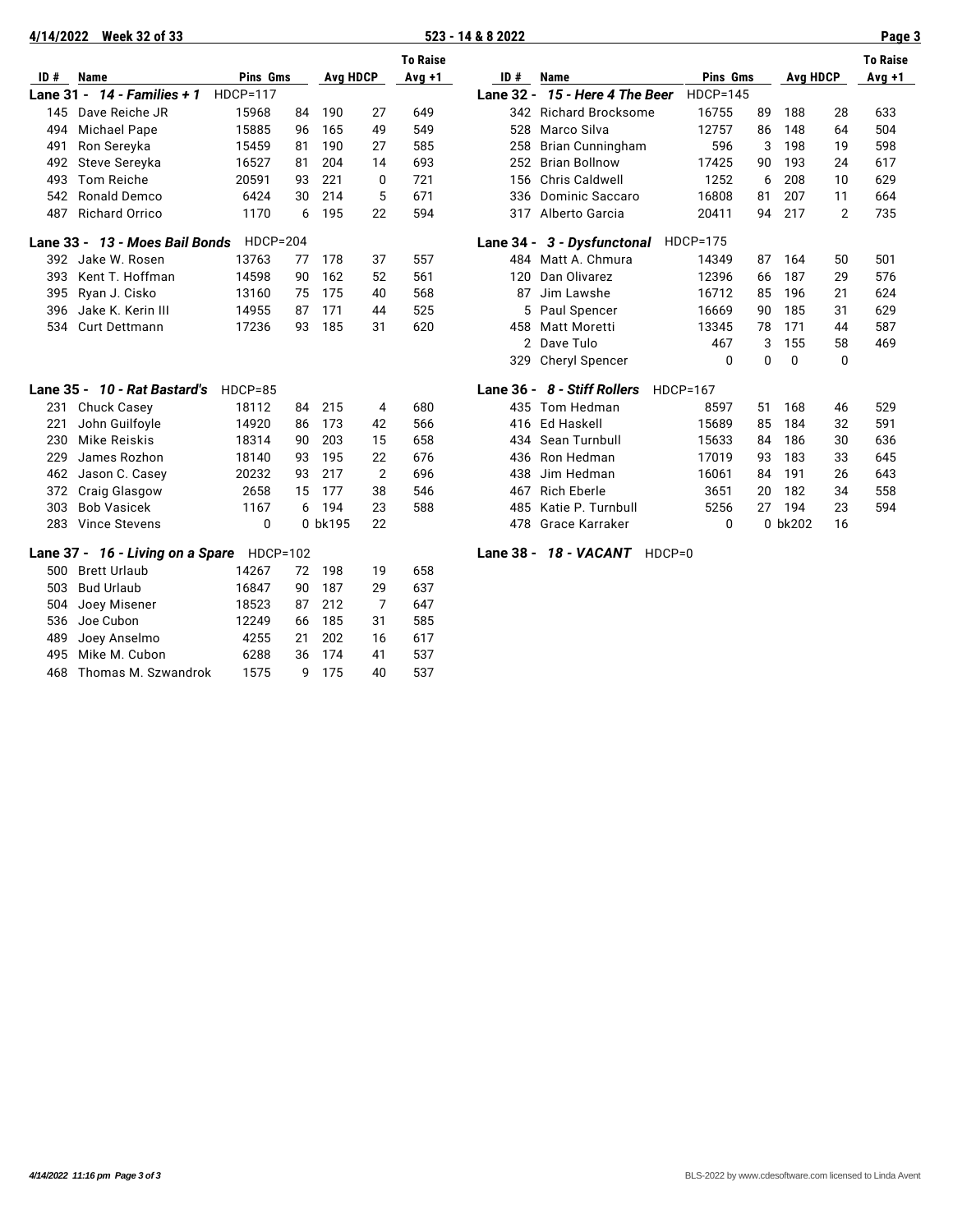**4/14/2022 Week 32 of 33** — **523 - 14 & 8 2022**

| ID # | Name | Pins | Gms | Avg | HDCP | To Raise Avg +1 |
|---|---|---|---|---|---|---|
| **Lane 31 - *14 - Families + 1*** | HDCP=117 | | | | | |
| 145 | Dave Reiche JR | 15968 | 84 | 190 | 27 | 649 |
| 494 | Michael Pape | 15885 | 96 | 165 | 49 | 549 |
| 491 | Ron Sereyka | 15459 | 81 | 190 | 27 | 585 |
| 492 | Steve Sereyka | 16527 | 81 | 204 | 14 | 693 |
| 493 | Tom Reiche | 20591 | 93 | 221 | 0 | 721 |
| 542 | Ronald Demco | 6424 | 30 | 214 | 5 | 671 |
| 487 | Richard Orrico | 1170 | 6 | 195 | 22 | 594 |
| **Lane 32 - *15 - Here 4 The Beer*** | HDCP=145 | | | | | |
| 342 | Richard Brocksome | 16755 | 89 | 188 | 28 | 633 |
| 528 | Marco Silva | 12757 | 86 | 148 | 64 | 504 |
| 258 | Brian Cunningham | 596 | 3 | 198 | 19 | 598 |
| 252 | Brian Bollnow | 17425 | 90 | 193 | 24 | 617 |
| 156 | Chris Caldwell | 1252 | 6 | 208 | 10 | 629 |
| 336 | Dominic Saccaro | 16808 | 81 | 207 | 11 | 664 |
| 317 | Alberto Garcia | 20411 | 94 | 217 | 2 | 735 |
| **Lane 33 - *13 - Moes Bail Bonds*** | HDCP=204 | | | | | |
| 392 | Jake W. Rosen | 13763 | 77 | 178 | 37 | 557 |
| 393 | Kent T. Hoffman | 14598 | 90 | 162 | 52 | 561 |
| 395 | Ryan J. Cisko | 13160 | 75 | 175 | 40 | 568 |
| 396 | Jake K. Kerin III | 14955 | 87 | 171 | 44 | 525 |
| 534 | Curt Dettmann | 17236 | 93 | 185 | 31 | 620 |
| **Lane 34 - *3 - Dysfunctonal*** | HDCP=175 | | | | | |
| 484 | Matt A. Chmura | 14349 | 87 | 164 | 50 | 501 |
| 120 | Dan Olivarez | 12396 | 66 | 187 | 29 | 576 |
| 87 | Jim Lawshe | 16712 | 85 | 196 | 21 | 624 |
| 5 | Paul Spencer | 16669 | 90 | 185 | 31 | 629 |
| 458 | Matt Moretti | 13345 | 78 | 171 | 44 | 587 |
| 2 | Dave Tulo | 467 | 3 | 155 | 58 | 469 |
| 329 | Cheryl Spencer | 0 | 0 | 0 | 0 | |
| **Lane 35 - *10 - Rat Bastard's*** | HDCP=85 | | | | | |
| 231 | Chuck Casey | 18112 | 84 | 215 | 4 | 680 |
| 221 | John Guilfoyle | 14920 | 86 | 173 | 42 | 566 |
| 230 | Mike Reiskis | 18314 | 90 | 203 | 15 | 658 |
| 229 | James Rozhon | 18140 | 93 | 195 | 22 | 676 |
| 462 | Jason C. Casey | 20232 | 93 | 217 | 2 | 696 |
| 372 | Craig Glasgow | 2658 | 15 | 177 | 38 | 546 |
| 303 | Bob Vasicek | 1167 | 6 | 194 | 23 | 588 |
| 283 | Vince Stevens | 0 | 0 | bk195 | 22 | |
| **Lane 36 - *8 - Stiff Rollers*** | HDCP=167 | | | | | |
| 435 | Tom Hedman | 8597 | 51 | 168 | 46 | 529 |
| 416 | Ed Haskell | 15689 | 85 | 184 | 32 | 591 |
| 434 | Sean Turnbull | 15633 | 84 | 186 | 30 | 636 |
| 436 | Ron Hedman | 17019 | 93 | 183 | 33 | 645 |
| 438 | Jim Hedman | 16061 | 84 | 191 | 26 | 643 |
| 467 | Rich Eberle | 3651 | 20 | 182 | 34 | 558 |
| 485 | Katie P. Turnbull | 5256 | 27 | 194 | 23 | 594 |
| 478 | Grace Karraker | 0 | 0 | bk202 | 16 | |
| **Lane 37 - *16 - Living on a Spare*** | HDCP=102 | | | | | |
| 500 | Brett Urlaub | 14267 | 72 | 198 | 19 | 658 |
| 503 | Bud Urlaub | 16847 | 90 | 187 | 29 | 637 |
| 504 | Joey Misener | 18523 | 87 | 212 | 7 | 647 |
| 536 | Joe Cubon | 12249 | 66 | 185 | 31 | 585 |
| 489 | Joey Anselmo | 4255 | 21 | 202 | 16 | 617 |
| 495 | Mike M. Cubon | 6288 | 36 | 174 | 41 | 537 |
| 468 | Thomas M. Szwandrok | 1575 | 9 | 175 | 40 | 537 |
| **Lane 38 - *18 - VACANT*** | HDCP=0 | | | | | |